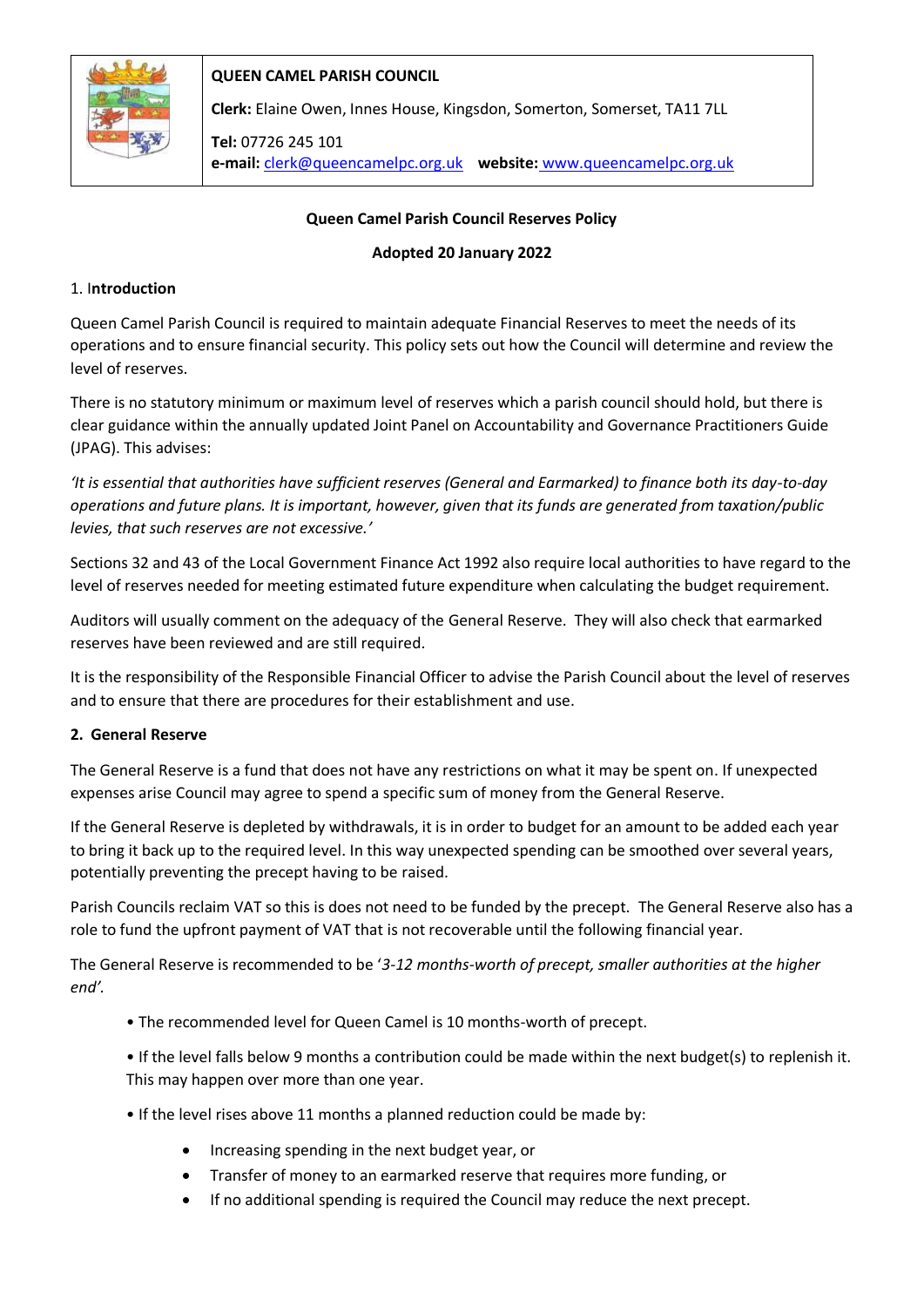**QUEEN CAMEL PARISH COUNCIL**

**Clerk:** Elaine Owen, Innes House, Kingsdon, Somerton, Somerset, TA11 7LL

**Tel:** 07726 245 101
**e-mail:** clerk@queencamelpc.org.uk **website:** www.queencamelpc.org.uk

**Queen Camel Parish Council Reserves Policy**

**Adopted 20 January 2022**

## 1. Introduction

Queen Camel Parish Council is required to maintain adequate Financial Reserves to meet the needs of its operations and to ensure financial security. This policy sets out how the Council will determine and review the level of reserves.

There is no statutory minimum or maximum level of reserves which a parish council should hold, but there is clear guidance within the annually updated Joint Panel on Accountability and Governance Practitioners Guide (JPAG). This advises:

*'It is essential that authorities have sufficient reserves (General and Earmarked) to finance both its day-to-day operations and future plans. It is important, however, given that its funds are generated from taxation/public levies, that such reserves are not excessive.'*

Sections 32 and 43 of the Local Government Finance Act 1992 also require local authorities to have regard to the level of reserves needed for meeting estimated future expenditure when calculating the budget requirement.

Auditors will usually comment on the adequacy of the General Reserve. They will also check that earmarked reserves have been reviewed and are still required.

It is the responsibility of the Responsible Financial Officer to advise the Parish Council about the level of reserves and to ensure that there are procedures for their establishment and use.

## 2. General Reserve

The General Reserve is a fund that does not have any restrictions on what it may be spent on. If unexpected expenses arise Council may agree to spend a specific sum of money from the General Reserve.

If the General Reserve is depleted by withdrawals, it is in order to budget for an amount to be added each year to bring it back up to the required level. In this way unexpected spending can be smoothed over several years, potentially preventing the precept having to be raised.

Parish Councils reclaim VAT so this is does not need to be funded by the precept. The General Reserve also has a role to fund the upfront payment of VAT that is not recoverable until the following financial year.

The General Reserve is recommended to be '*3-12 months-worth of precept, smaller authorities at the higher end'*.

- The recommended level for Queen Camel is 10 months-worth of precept.
- If the level falls below 9 months a contribution could be made within the next budget(s) to replenish it. This may happen over more than one year.
- If the level rises above 11 months a planned reduction could be made by:
  - Increasing spending in the next budget year, or
  - Transfer of money to an earmarked reserve that requires more funding, or
  - If no additional spending is required the Council may reduce the next precept.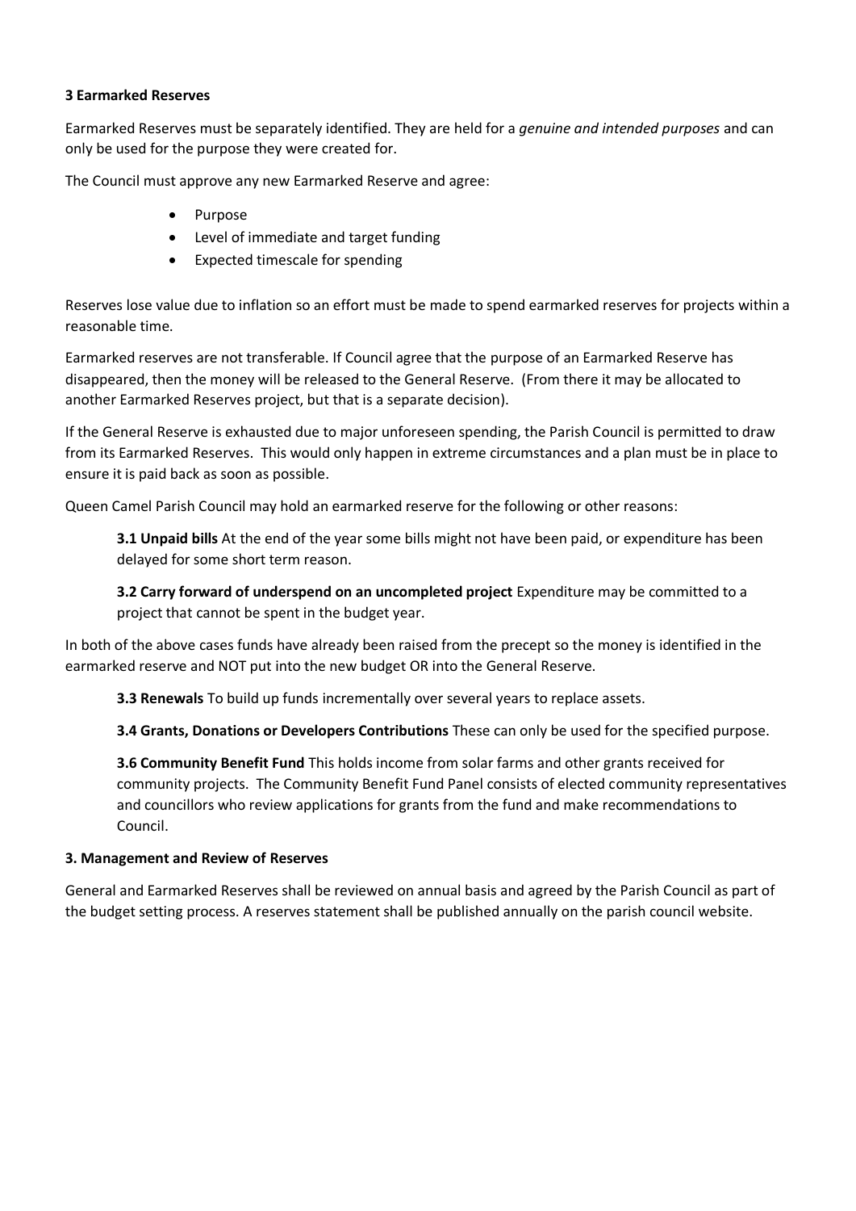### 3 Earmarked Reserves

Earmarked Reserves must be separately identified. They are held for a *genuine and intended purposes* and can only be used for the purpose they were created for.

The Council must approve any new Earmarked Reserve and agree:

- Purpose
- Level of immediate and target funding
- Expected timescale for spending

Reserves lose value due to inflation so an effort must be made to spend earmarked reserves for projects within a reasonable time.

Earmarked reserves are not transferable. If Council agree that the purpose of an Earmarked Reserve has disappeared, then the money will be released to the General Reserve. (From there it may be allocated to another Earmarked Reserves project, but that is a separate decision).

If the General Reserve is exhausted due to major unforeseen spending, the Parish Council is permitted to draw from its Earmarked Reserves. This would only happen in extreme circumstances and a plan must be in place to ensure it is paid back as soon as possible.

Queen Camel Parish Council may hold an earmarked reserve for the following or other reasons:

> **3.1 Unpaid bills** At the end of the year some bills might not have been paid, or expenditure has been delayed for some short term reason.
>
> **3.2 Carry forward of underspend on an uncompleted project** Expenditure may be committed to a project that cannot be spent in the budget year.

In both of the above cases funds have already been raised from the precept so the money is identified in the earmarked reserve and NOT put into the new budget OR into the General Reserve.

> **3.3 Renewals** To build up funds incrementally over several years to replace assets.
>
> **3.4 Grants, Donations or Developers Contributions** These can only be used for the specified purpose.
>
> **3.6 Community Benefit Fund** This holds income from solar farms and other grants received for community projects. The Community Benefit Fund Panel consists of elected community representatives and councillors who review applications for grants from the fund and make recommendations to Council.

### 3. Management and Review of Reserves

General and Earmarked Reserves shall be reviewed on annual basis and agreed by the Parish Council as part of the budget setting process. A reserves statement shall be published annually on the parish council website.